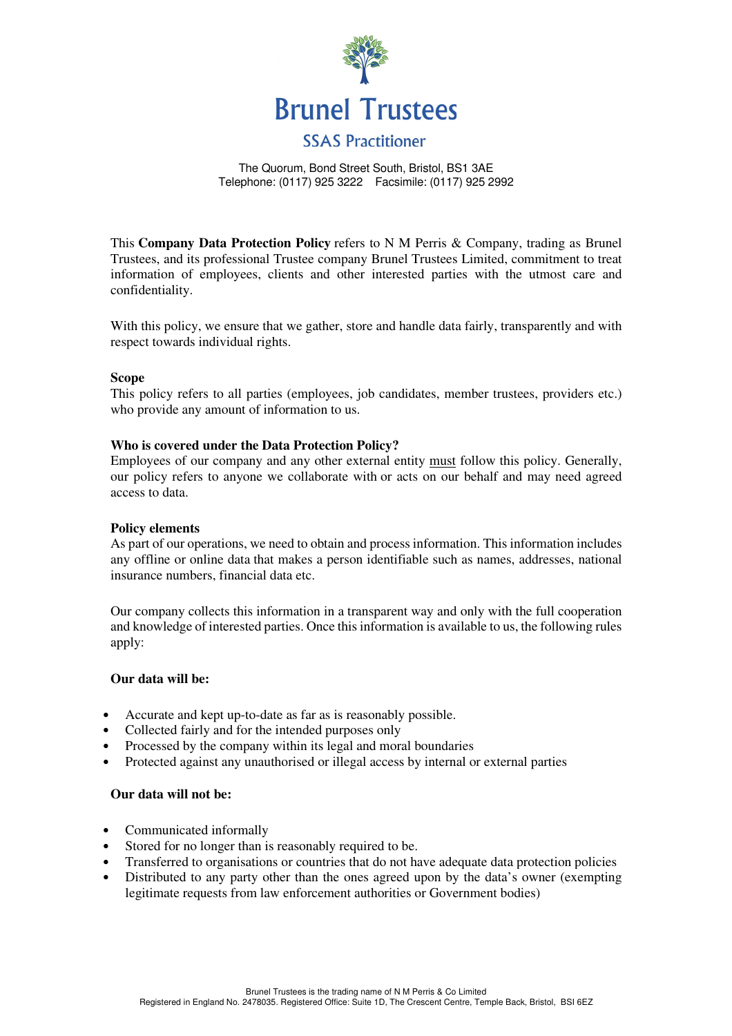# Brunel Trustees

## SSAS Practitioner

The Quorum, Bond Street South, Bristol, BS1 3AE
Telephone: (0117) 925 3222  Facsimile: (0117) 925 2992

This **Company Data Protection Policy** refers to N M Perris & Company, trading as Brunel Trustees, and its professional Trustee company Brunel Trustees Limited, commitment to treat information of employees, clients and other interested parties with the utmost care and confidentiality.

With this policy, we ensure that we gather, store and handle data fairly, transparently and with respect towards individual rights.

**Scope**
This policy refers to all parties (employees, job candidates, member trustees, providers etc.) who provide any amount of information to us.

**Who is covered under the Data Protection Policy?**
Employees of our company and any other external entity <u>must</u> follow this policy. Generally, our policy refers to anyone we collaborate with or acts on our behalf and may need agreed access to data.

**Policy elements**
As part of our operations, we need to obtain and process information. This information includes any offline or online data that makes a person identifiable such as names, addresses, national insurance numbers, financial data etc.

Our company collects this information in a transparent way and only with the full cooperation and knowledge of interested parties. Once this information is available to us, the following rules apply:

**Our data will be:**

- Accurate and kept up-to-date as far as is reasonably possible.
- Collected fairly and for the intended purposes only
- Processed by the company within its legal and moral boundaries
- Protected against any unauthorised or illegal access by internal or external parties

**Our data will not be:**

- Communicated informally
- Stored for no longer than is reasonably required to be.
- Transferred to organisations or countries that do not have adequate data protection policies
- Distributed to any party other than the ones agreed upon by the data's owner (exempting legitimate requests from law enforcement authorities or Government bodies)

Brunel Trustees is the trading name of N M Perris & Co Limited
Registered in England No. 2478035. Registered Office: Suite 1D, The Crescent Centre, Temple Back, Bristol, BSI 6EZ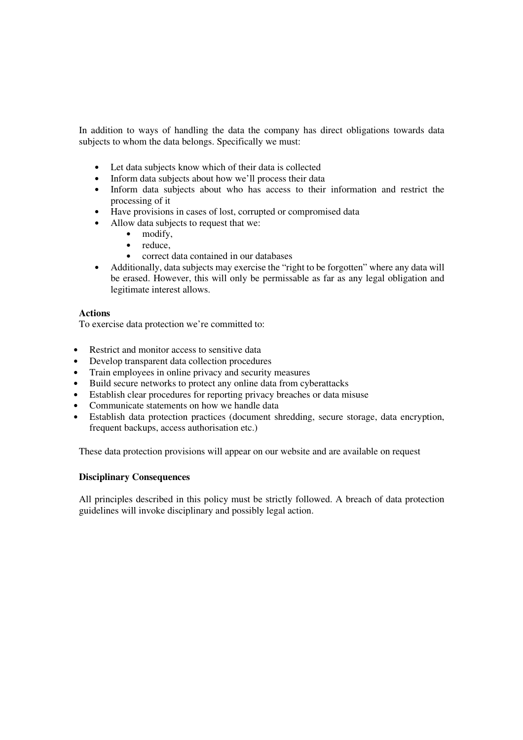In addition to ways of handling the data the company has direct obligations towards data subjects to whom the data belongs. Specifically we must:

- Let data subjects know which of their data is collected
- Inform data subjects about how we'll process their data
- Inform data subjects about who has access to their information and restrict the processing of it
- Have provisions in cases of lost, corrupted or compromised data
- Allow data subjects to request that we:
  - modify,
  - reduce,
  - correct data contained in our databases
- Additionally, data subjects may exercise the "right to be forgotten" where any data will be erased. However, this will only be permissable as far as any legal obligation and legitimate interest allows.

**Actions**

To exercise data protection we're committed to:

- Restrict and monitor access to sensitive data
- Develop transparent data collection procedures
- Train employees in online privacy and security measures
- Build secure networks to protect any online data from cyberattacks
- Establish clear procedures for reporting privacy breaches or data misuse
- Communicate statements on how we handle data
- Establish data protection practices (document shredding, secure storage, data encryption, frequent backups, access authorisation etc.)

These data protection provisions will appear on our website and are available on request

**Disciplinary Consequences**

All principles described in this policy must be strictly followed. A breach of data protection guidelines will invoke disciplinary and possibly legal action.